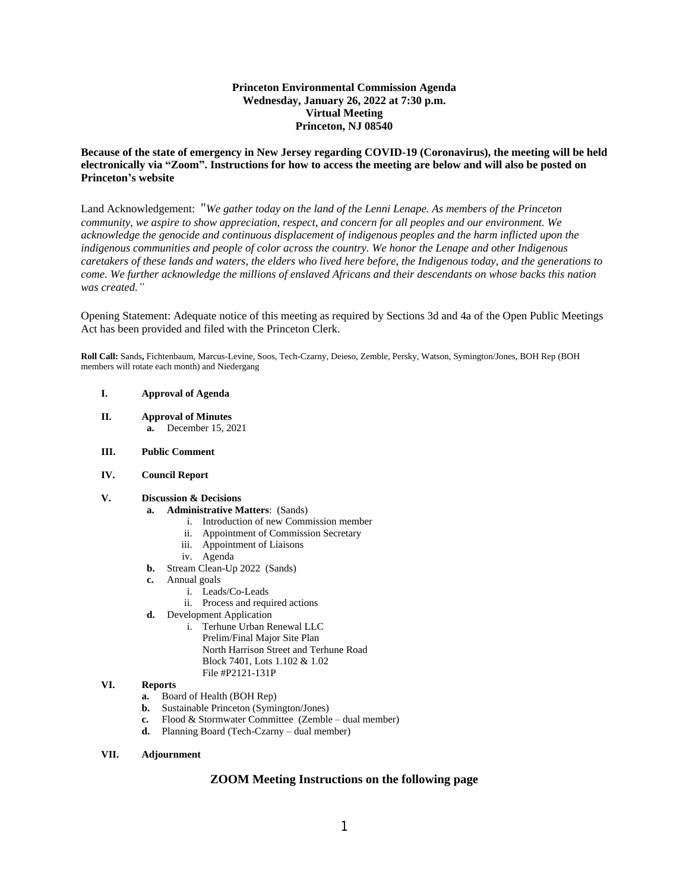**Princeton Environmental Commission Agenda**
**Wednesday, January 26, 2022 at 7:30 p.m.**
**Virtual Meeting**
**Princeton, NJ 08540**

**Because of the state of emergency in New Jersey regarding COVID-19 (Coronavirus), the meeting will be held electronically via "Zoom". Instructions for how to access the meeting are below and will also be posted on Princeton's website**

Land Acknowledgement: "*We gather today on the land of the Lenni Lenape. As members of the Princeton community, we aspire to show appreciation, respect, and concern for all peoples and our environment. We acknowledge the genocide and continuous displacement of indigenous peoples and the harm inflicted upon the indigenous communities and people of color across the country. We honor the Lenape and other Indigenous caretakers of these lands and waters, the elders who lived here before, the Indigenous today, and the generations to come. We further acknowledge the millions of enslaved Africans and their descendants on whose backs this nation was created."*

Opening Statement: Adequate notice of this meeting as required by Sections 3d and 4a of the Open Public Meetings Act has been provided and filed with the Princeton Clerk.

**Roll Call:** Sands**,** Fichtenbaum, Marcus-Levine, Soos, Tech-Czarny, Deieso, Zemble, Persky, Watson, Symington/Jones, BOH Rep (BOH members will rotate each month) and Niedergang

- **I. Approval of Agenda**
- **II. Approval of Minutes**
  - **a.** December 15, 2021
- **III. Public Comment**
- **IV. Council Report**
- **V. Discussion & Decisions**
  - **a. Administrative Matters**: (Sands)
    - i. Introduction of new Commission member
    - ii. Appointment of Commission Secretary
    - iii. Appointment of Liaisons
    - iv. Agenda
  - **b.** Stream Clean-Up 2022 (Sands)
  - **c.** Annual goals
    - i. Leads/Co-Leads
    - ii. Process and required actions
  - **d.** Development Application
    - i. Terhune Urban Renewal LLC
      Prelim/Final Major Site Plan
      North Harrison Street and Terhune Road
      Block 7401, Lots 1.102 & 1.02
      File #P2121-131P
- **VI. Reports**
  - **a.** Board of Health (BOH Rep)
  - **b.** Sustainable Princeton (Symington/Jones)
  - **c.** Flood & Stormwater Committee (Zemble – dual member)
  - **d.** Planning Board (Tech-Czarny – dual member)
- **VII. Adjournment**

**ZOOM Meeting Instructions on the following page**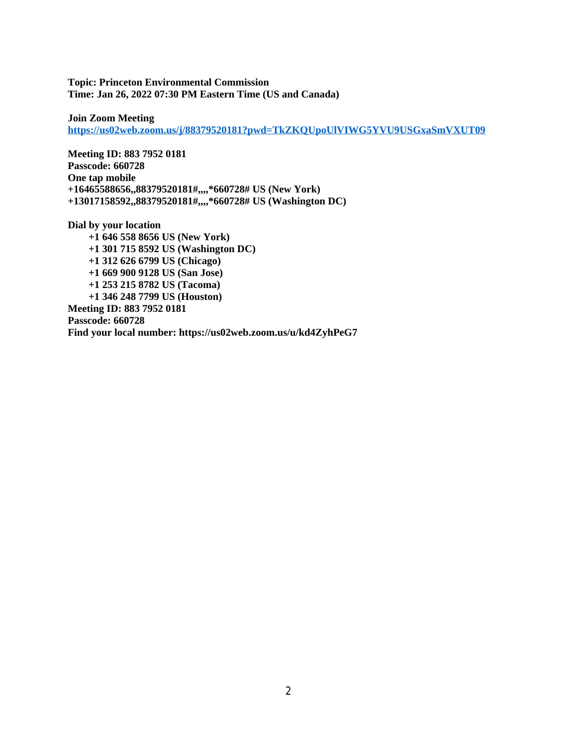**Topic: Princeton Environmental Commission**
**Time: Jan 26, 2022 07:30 PM Eastern Time (US and Canada)**

**Join Zoom Meeting**
**https://us02web.zoom.us/j/88379520181?pwd=TkZKQUpoUlVIWG5YVU9USGxaSmVXUT09**

**Meeting ID: 883 7952 0181**
**Passcode: 660728**
**One tap mobile**
**+16465588656,,88379520181#,,,,*660728# US (New York)**
**+13017158592,,88379520181#,,,,*660728# US (Washington DC)**

**Dial by your location**
**+1 646 558 8656 US (New York)**
**+1 301 715 8592 US (Washington DC)**
**+1 312 626 6799 US (Chicago)**
**+1 669 900 9128 US (San Jose)**
**+1 253 215 8782 US (Tacoma)**
**+1 346 248 7799 US (Houston)**
**Meeting ID: 883 7952 0181**
**Passcode: 660728**
**Find your local number: https://us02web.zoom.us/u/kd4ZyhPeG7**